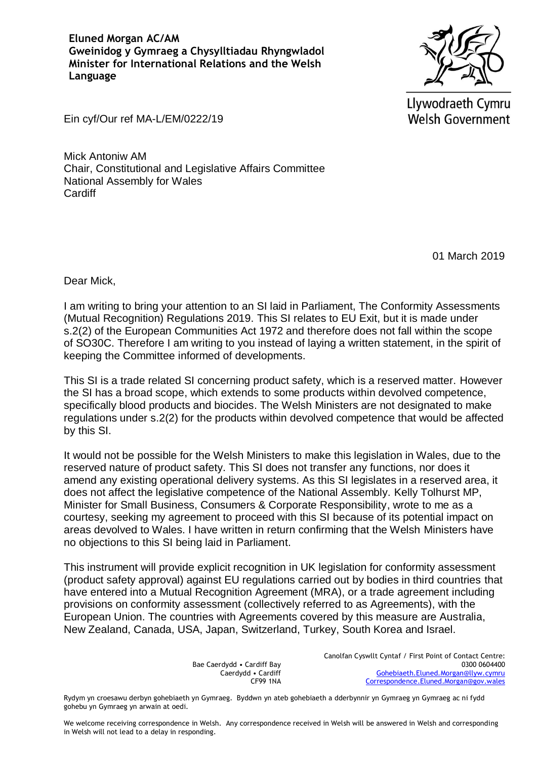**Eluned Morgan AC/AM**
**Gweinidog y Gymraeg a Chysylltiadau Rhyngwladol**
**Minister for International Relations and the Welsh Language**

Llywodraeth Cymru
Welsh Government

Ein cyf/Our ref MA-L/EM/0222/19

Mick Antoniw AM
Chair, Constitutional and Legislative Affairs Committee
National Assembly for Wales
Cardiff

01 March 2019

Dear Mick,

I am writing to bring your attention to an SI laid in Parliament, The Conformity Assessments (Mutual Recognition) Regulations 2019. This SI relates to EU Exit, but it is made under s.2(2) of the European Communities Act 1972 and therefore does not fall within the scope of SO30C. Therefore I am writing to you instead of laying a written statement, in the spirit of keeping the Committee informed of developments.

This SI is a trade related SI concerning product safety, which is a reserved matter. However the SI has a broad scope, which extends to some products within devolved competence, specifically blood products and biocides. The Welsh Ministers are not designated to make regulations under s.2(2) for the products within devolved competence that would be affected by this SI.

It would not be possible for the Welsh Ministers to make this legislation in Wales, due to the reserved nature of product safety. This SI does not transfer any functions, nor does it amend any existing operational delivery systems. As this SI legislates in a reserved area, it does not affect the legislative competence of the National Assembly. Kelly Tolhurst MP, Minister for Small Business, Consumers & Corporate Responsibility, wrote to me as a courtesy, seeking my agreement to proceed with this SI because of its potential impact on areas devolved to Wales. I have written in return confirming that the Welsh Ministers have no objections to this SI being laid in Parliament.

This instrument will provide explicit recognition in UK legislation for conformity assessment (product safety approval) against EU regulations carried out by bodies in third countries that have entered into a Mutual Recognition Agreement (MRA), or a trade agreement including provisions on conformity assessment (collectively referred to as Agreements), with the European Union. The countries with Agreements covered by this measure are Australia, New Zealand, Canada, USA, Japan, Switzerland, Turkey, South Korea and Israel.

Bae Caerdydd • Cardiff Bay
Caerdydd • Cardiff
CF99 1NA

Canolfan Cyswllt Cyntaf / First Point of Contact Centre:
0300 0604400
Gohebiaeth.Eluned.Morgan@llyw.cymru
Correspondence.Eluned.Morgan@gov.wales

Rydym yn croesawu derbyn gohebiaeth yn Gymraeg. Byddwn yn ateb gohebiaeth a dderbynnir yn Gymraeg yn Gymraeg ac ni fydd gohebu yn Gymraeg yn arwain at oedi.

We welcome receiving correspondence in Welsh. Any correspondence received in Welsh will be answered in Welsh and corresponding in Welsh will not lead to a delay in responding.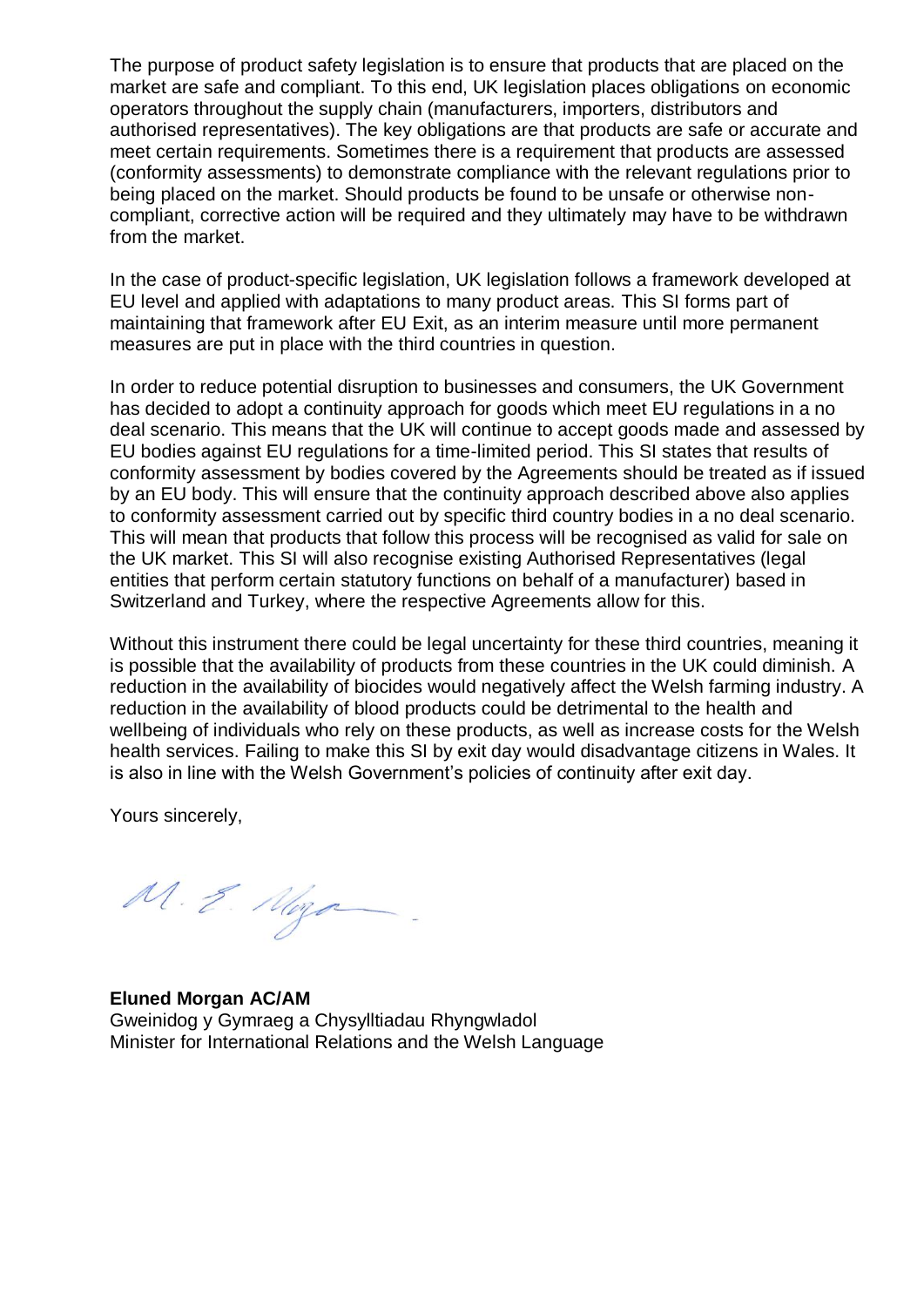The purpose of product safety legislation is to ensure that products that are placed on the market are safe and compliant. To this end, UK legislation places obligations on economic operators throughout the supply chain (manufacturers, importers, distributors and authorised representatives). The key obligations are that products are safe or accurate and meet certain requirements. Sometimes there is a requirement that products are assessed (conformity assessments) to demonstrate compliance with the relevant regulations prior to being placed on the market. Should products be found to be unsafe or otherwise non-compliant, corrective action will be required and they ultimately may have to be withdrawn from the market.

In the case of product-specific legislation, UK legislation follows a framework developed at EU level and applied with adaptations to many product areas. This SI forms part of maintaining that framework after EU Exit, as an interim measure until more permanent measures are put in place with the third countries in question.

In order to reduce potential disruption to businesses and consumers, the UK Government has decided to adopt a continuity approach for goods which meet EU regulations in a no deal scenario. This means that the UK will continue to accept goods made and assessed by EU bodies against EU regulations for a time-limited period. This SI states that results of conformity assessment by bodies covered by the Agreements should be treated as if issued by an EU body. This will ensure that the continuity approach described above also applies to conformity assessment carried out by specific third country bodies in a no deal scenario. This will mean that products that follow this process will be recognised as valid for sale on the UK market. This SI will also recognise existing Authorised Representatives (legal entities that perform certain statutory functions on behalf of a manufacturer) based in Switzerland and Turkey, where the respective Agreements allow for this.

Without this instrument there could be legal uncertainty for these third countries, meaning it is possible that the availability of products from these countries in the UK could diminish. A reduction in the availability of biocides would negatively affect the Welsh farming industry. A reduction in the availability of blood products could be detrimental to the health and wellbeing of individuals who rely on these products, as well as increase costs for the Welsh health services. Failing to make this SI by exit day would disadvantage citizens in Wales. It is also in line with the Welsh Government's policies of continuity after exit day.

Yours sincerely,

**Eluned Morgan AC/AM**
Gweinidog y Gymraeg a Chysylltiadau Rhyngwladol
Minister for International Relations and the Welsh Language